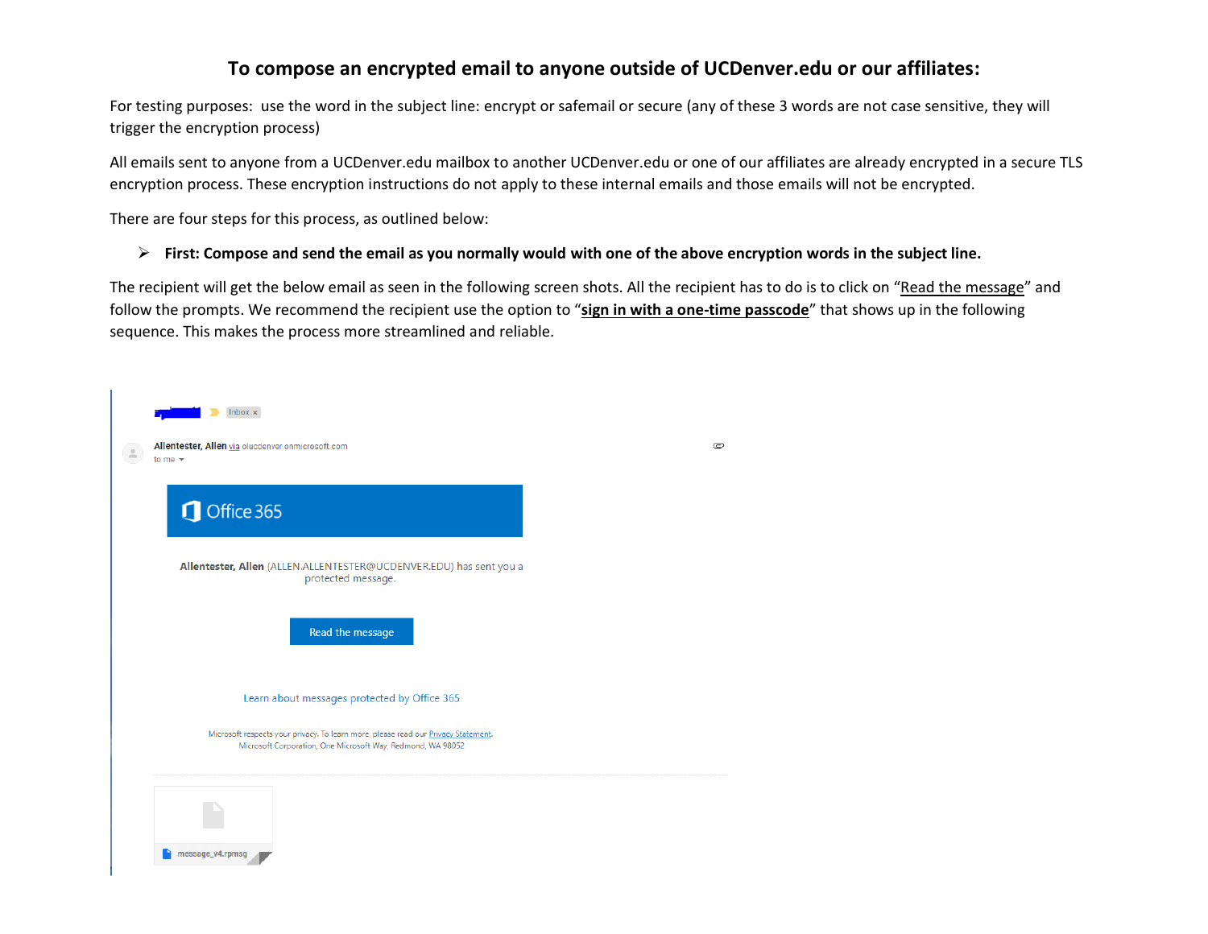# To compose an encrypted email to anyone outside of UCDenver.edu or our affiliates:

For testing purposes: use the word in the subject line: encrypt or safemail or secure (any of these 3 words are not case sensitive, they will trigger the encryption process)

All emails sent to anyone from a UCDenver.edu mailbox to another UCDenver.edu or one of our affiliates are already encrypted in a secure TLS encryption process. These encryption instructions do not apply to these internal emails and those emails will not be encrypted.

There are four steps for this process, as outlined below:

- **First: Compose and send the email as you normally would with one of the above encryption words in the subject line.**

The recipient will get the below email as seen in the following screen shots. All the recipient has to do is to click on "Read the message" and follow the prompts. We recommend the recipient use the option to "**sign in with a one-time passcode**" that shows up in the following sequence. This makes the process more streamlined and reliable.

Inbox x

Allentester, Allen via olucdenver.onmicrosoft.com
to me

Office 365

**Allentester, Allen** (ALLEN.ALLENTESTER@UCDENVER.EDU) has sent you a protected message.

Read the message

Learn about messages protected by Office 365

Microsoft respects your privacy. To learn more, please read our Privacy Statement.
Microsoft Corporation, One Microsoft Way, Redmond, WA 98052

message_v4.rpmsg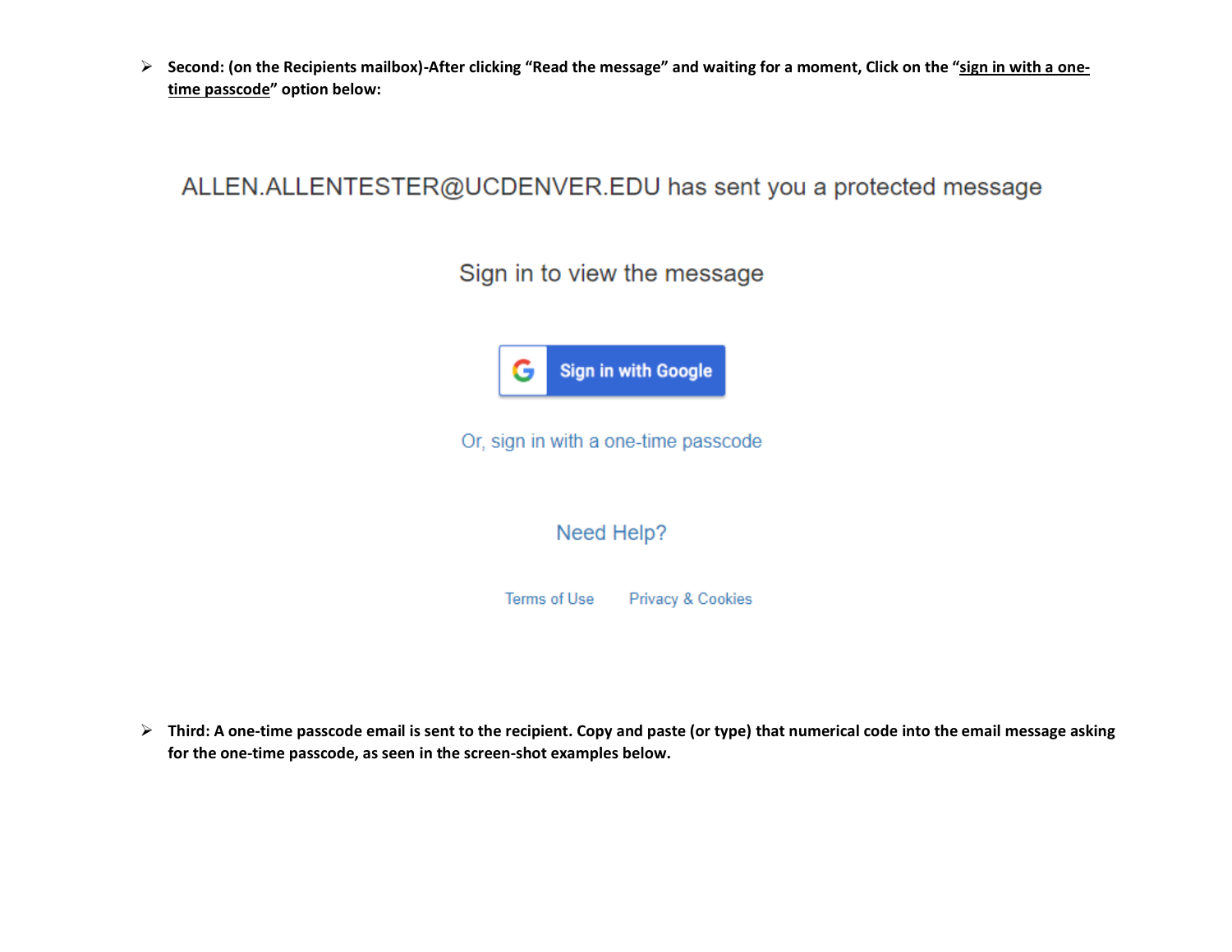- **Second: (on the Recipients mailbox)-After clicking "Read the message" and waiting for a moment, Click on the "<u>sign in with a one-time passcode</u>" option below:**

ALLEN.ALLENTESTER@UCDENVER.EDU has sent you a protected message

Sign in to view the message

Sign in with Google

Or, sign in with a one-time passcode

Need Help?

Terms of Use    Privacy & Cookies

- **Third: A one-time passcode email is sent to the recipient. Copy and paste (or type) that numerical code into the email message asking for the one-time passcode, as seen in the screen-shot examples below.**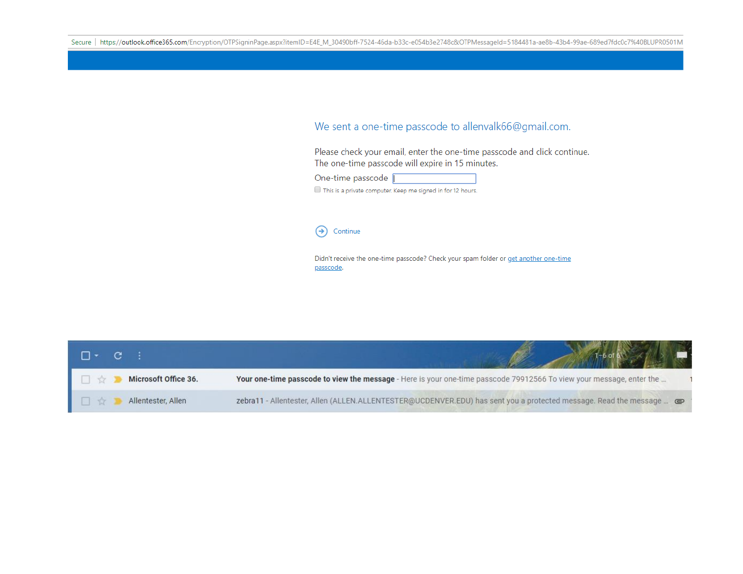Secure | https://outlook.office365.com/Encryption/OTPSigninPage.aspx?itemID=E4E_M_30490bff-7524-46da-b33c-e054b3e2748c&OTPMessageId=5184481a-ae8b-43b4-99ae-689ed7fdc0c7%40BLUPR0501M

We sent a one-time passcode to allenvalk66@gmail.com.

Please check your email, enter the one-time passcode and click continue.
The one-time passcode will expire in 15 minutes.

One-time passcode

This is a private computer. Keep me signed in for 12 hours.

Continue

Didn't receive the one-time passcode? Check your spam folder or get another one-time passcode.

1–6 of 6

| | | |
|---|---|---|
| Microsoft Office 36. | **Your one-time passcode to view the message** - Here is your one-time passcode 79912566 To view your message, enter the ... | |
| Allentester, Allen | zebra11 - Allentester, Allen (ALLEN.ALLENTESTER@UCDENVER.EDU) has sent you a protected message. Read the message ... | |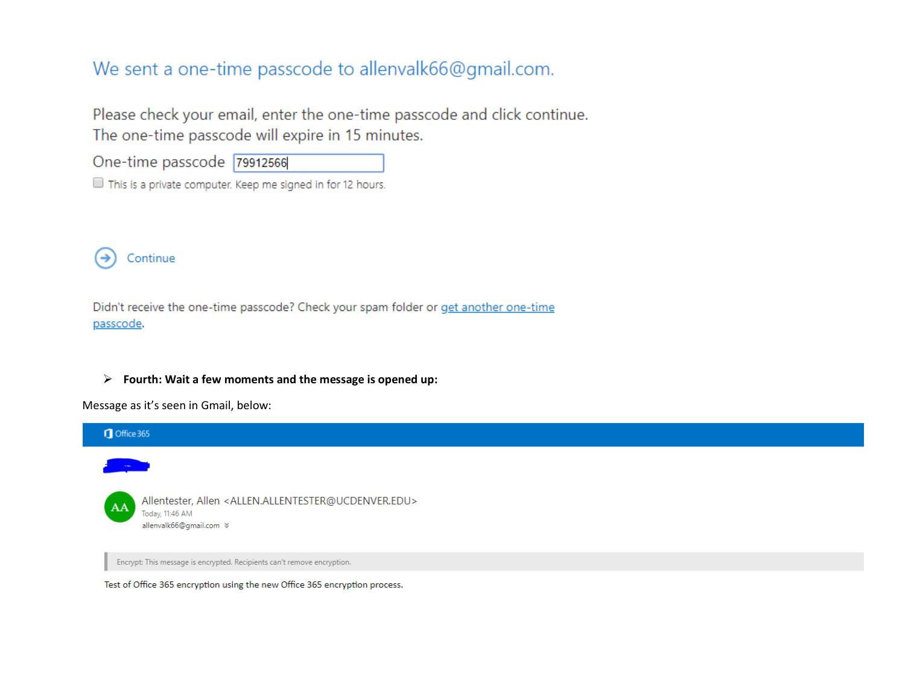We sent a one-time passcode to allenvalk66@gmail.com.

Please check your email, enter the one-time passcode and click continue.
The one-time passcode will expire in 15 minutes.

One-time passcode 79912566

☐ This is a private computer. Keep me signed in for 12 hours.

Continue

Didn't receive the one-time passcode? Check your spam folder or get another one-time passcode.

- **Fourth: Wait a few moments and the message is opened up:**

Message as it's seen in Gmail, below:

Office 365

AA Allentester, Allen <ALLEN.ALLENTESTER@UCDENVER.EDU>
Today, 11:46 AM
allenvalk66@gmail.com

Encrypt: This message is encrypted. Recipients can't remove encryption.

Test of Office 365 encryption using the new Office 365 encryption process.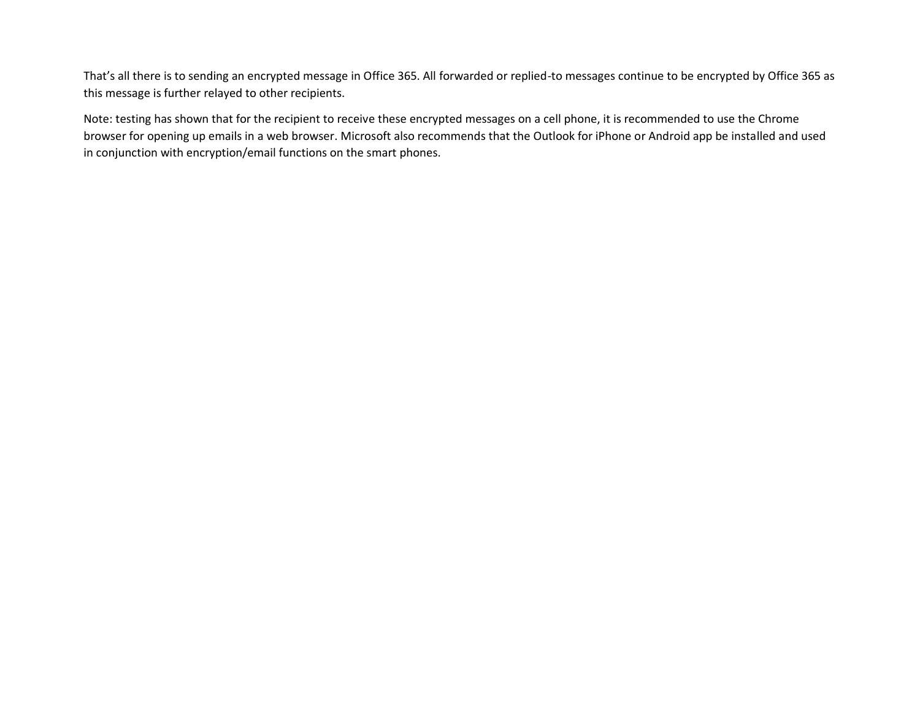That’s all there is to sending an encrypted message in Office 365. All forwarded or replied-to messages continue to be encrypted by Office 365 as this message is further relayed to other recipients.

Note: testing has shown that for the recipient to receive these encrypted messages on a cell phone, it is recommended to use the Chrome browser for opening up emails in a web browser. Microsoft also recommends that the Outlook for iPhone or Android app be installed and used in conjunction with encryption/email functions on the smart phones.